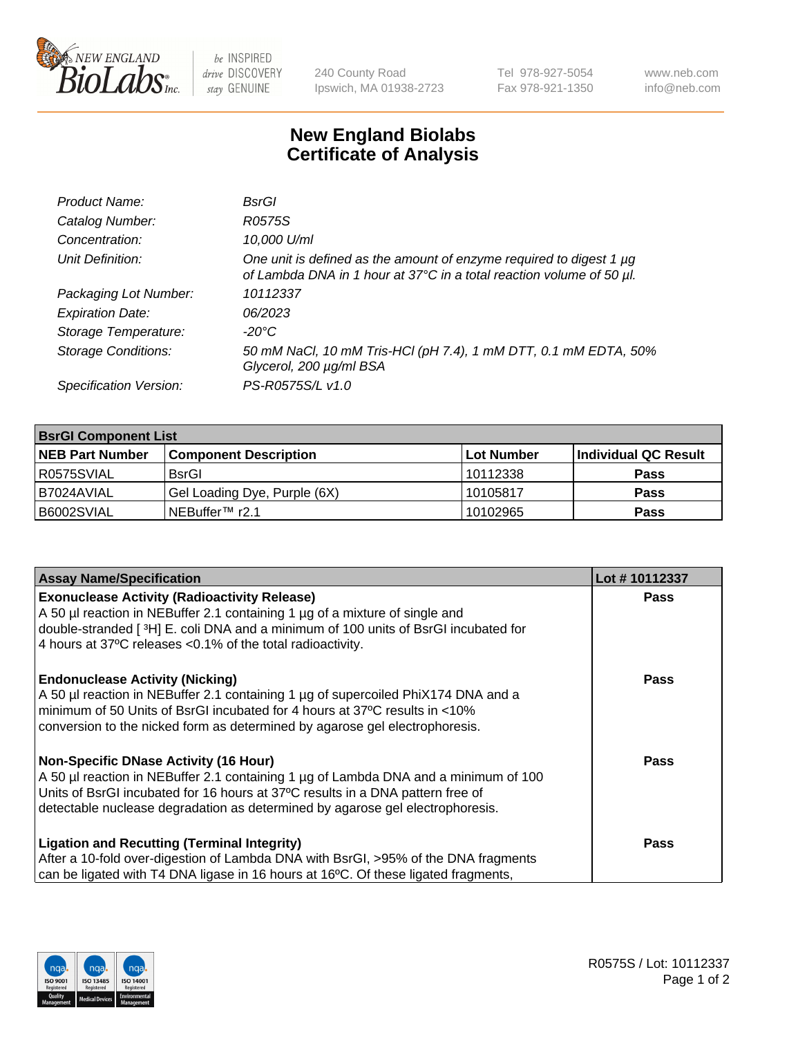# New England Biolabs
# Certificate of Analysis

| | |
|---|---|
| *Product Name:* | *BsrGI* |
| *Catalog Number:* | *R0575S* |
| *Concentration:* | *10,000 U/ml* |
| *Unit Definition:* | *One unit is defined as the amount of enzyme required to digest 1 µg of Lambda DNA in 1 hour at 37°C in a total reaction volume of 50 µl.* |
| *Packaging Lot Number:* | *10112337* |
| *Expiration Date:* | *06/2023* |
| *Storage Temperature:* | *-20°C* |
| *Storage Conditions:* | *50 mM NaCl, 10 mM Tris-HCl (pH 7.4), 1 mM DTT, 0.1 mM EDTA, 50% Glycerol, 200 µg/ml BSA* |
| *Specification Version:* | *PS-R0575S/L v1.0* |

| BsrGI Component List | | | |
|---|---|---|---|
| **NEB Part Number** | **Component Description** | **Lot Number** | **Individual QC Result** |
| R0575SVIAL | BsrGI | 10112338 | **Pass** |
| B7024AVIAL | Gel Loading Dye, Purple (6X) | 10105817 | **Pass** |
| B6002SVIAL | NEBuffer™ r2.1 | 10102965 | **Pass** |

| Assay Name/Specification | Lot # 10112337 |
|---|---|
| **Exonuclease Activity (Radioactivity Release)**<br>A 50 µl reaction in NEBuffer 2.1 containing 1 µg of a mixture of single and double-stranded [ $^3$H] E. coli DNA and a minimum of 100 units of BsrGI incubated for 4 hours at 37ºC releases <0.1% of the total radioactivity. | **Pass** |
| **Endonuclease Activity (Nicking)**<br>A 50 µl reaction in NEBuffer 2.1 containing 1 µg of supercoiled PhiX174 DNA and a minimum of 50 Units of BsrGI incubated for 4 hours at 37ºC results in <10% conversion to the nicked form as determined by agarose gel electrophoresis. | **Pass** |
| **Non-Specific DNase Activity (16 Hour)**<br>A 50 µl reaction in NEBuffer 2.1 containing 1 µg of Lambda DNA and a minimum of 100 Units of BsrGI incubated for 16 hours at 37ºC results in a DNA pattern free of detectable nuclease degradation as determined by agarose gel electrophoresis. | **Pass** |
| **Ligation and Recutting (Terminal Integrity)**<br>After a 10-fold over-digestion of Lambda DNA with BsrGI, >95% of the DNA fragments can be ligated with T4 DNA ligase in 16 hours at 16ºC. Of these ligated fragments, | **Pass** |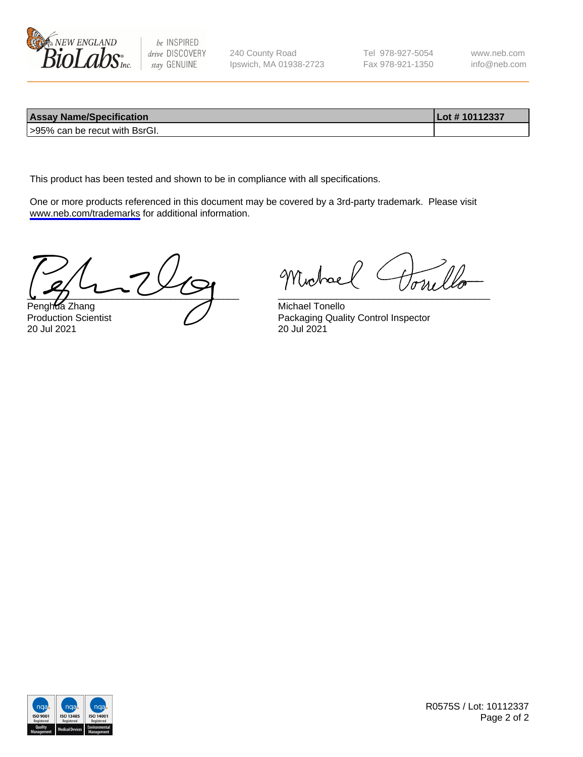| Assay Name/Specification | Lot # 10112337 |
| --- | --- |
| >95% can be recut with BsrGI. | |

This product has been tested and shown to be in compliance with all specifications.

One or more products referenced in this document may be covered by a 3rd-party trademark. Please visit www.neb.com/trademarks for additional information.

Penghua Zhang
Production Scientist
20 Jul 2021

Michael Tonello
Packaging Quality Control Inspector
20 Jul 2021

R0575S / Lot: 10112337